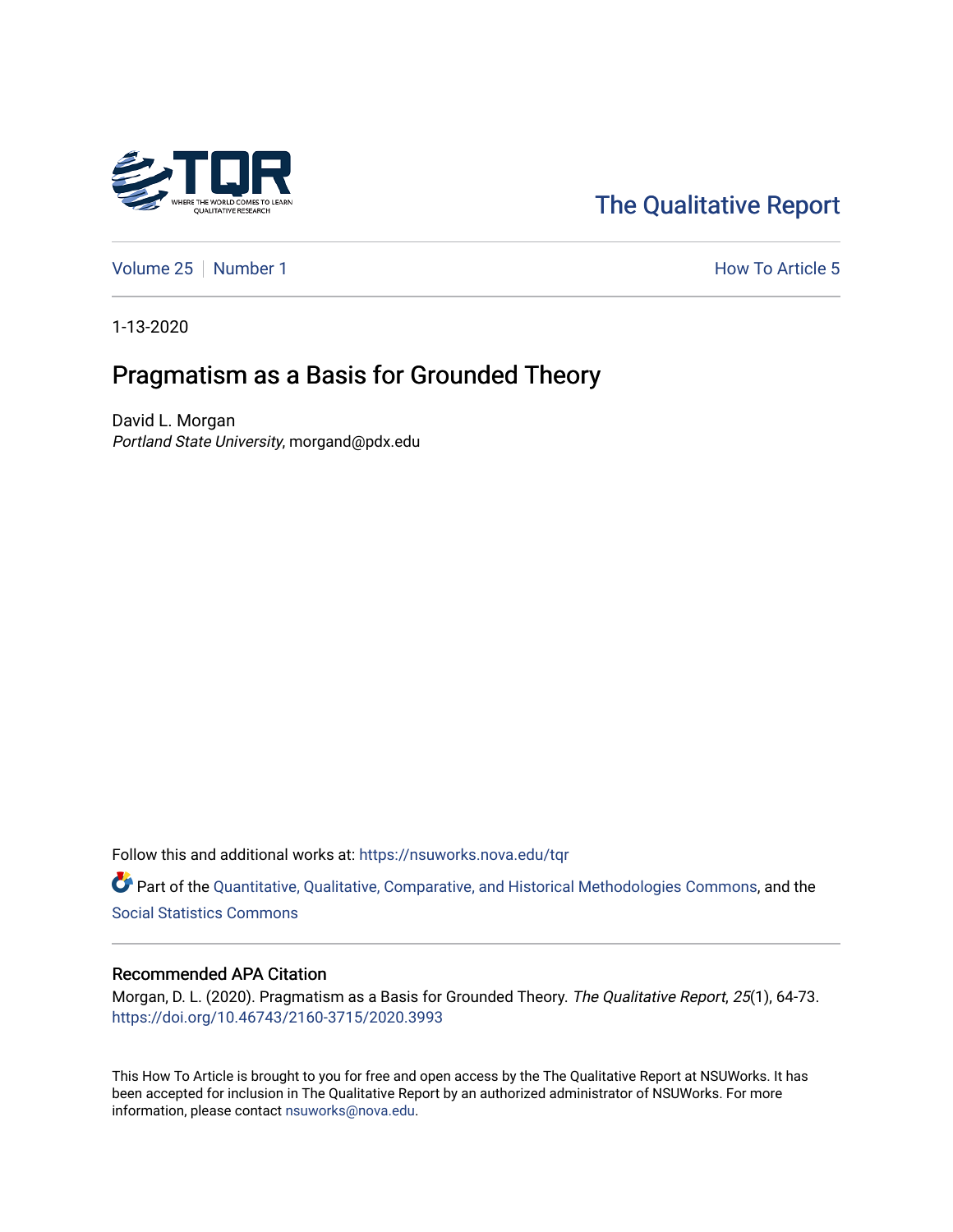The Qualitative Report

Volume 25 | Number 1 How To Article 5

1-13-2020

# Pragmatism as a Basis for Grounded Theory

David L. Morgan
*Portland State University*, morgand@pdx.edu

Follow this and additional works at: https://nsuworks.nova.edu/tqr

Part of the Quantitative, Qualitative, Comparative, and Historical Methodologies Commons, and the Social Statistics Commons

### Recommended APA Citation

Morgan, D. L. (2020). Pragmatism as a Basis for Grounded Theory. *The Qualitative Report*, *25*(1), 64-73. https://doi.org/10.46743/2160-3715/2020.3993

This How To Article is brought to you for free and open access by the The Qualitative Report at NSUWorks. It has been accepted for inclusion in The Qualitative Report by an authorized administrator of NSUWorks. For more information, please contact nsuworks@nova.edu.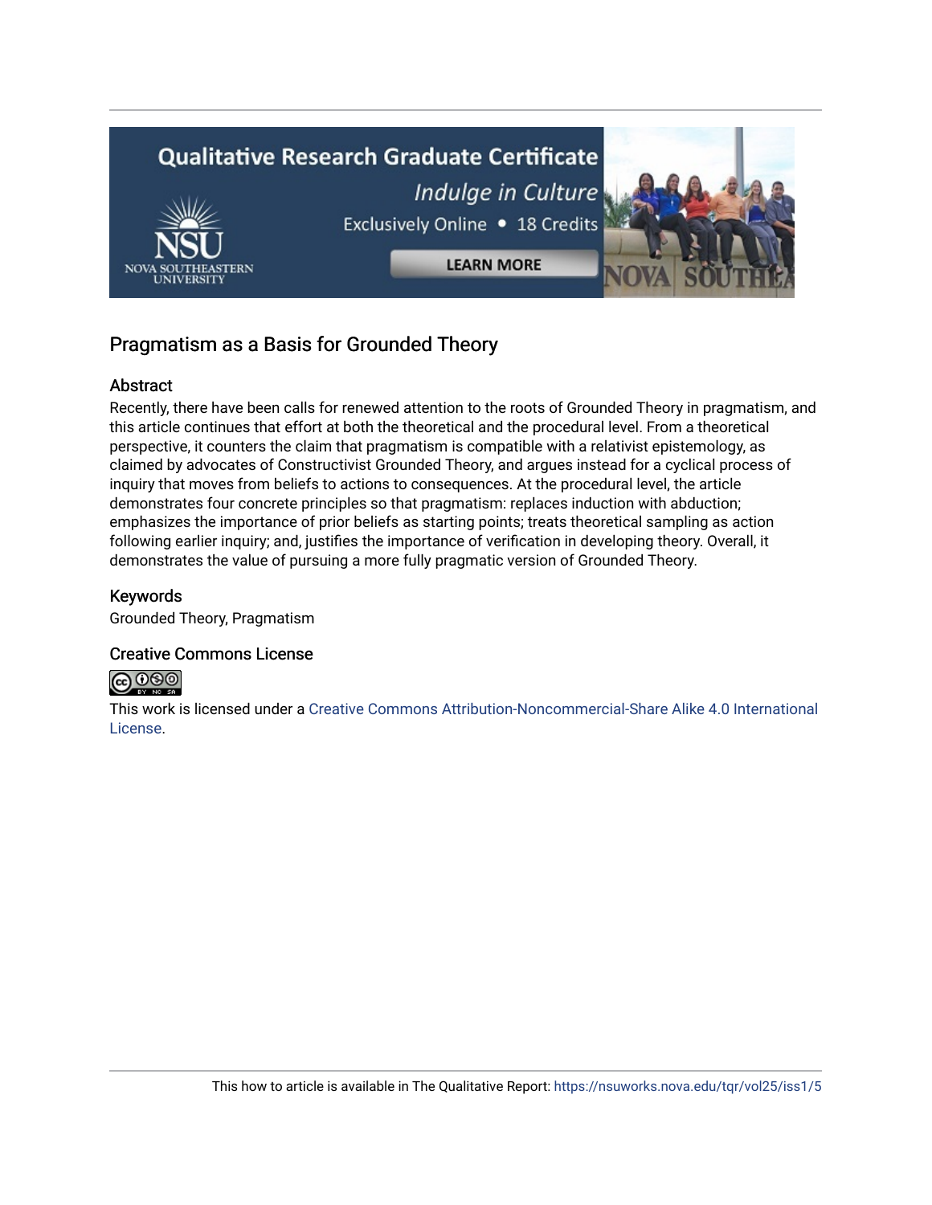## Pragmatism as a Basis for Grounded Theory

### Abstract

Recently, there have been calls for renewed attention to the roots of Grounded Theory in pragmatism, and this article continues that effort at both the theoretical and the procedural level. From a theoretical perspective, it counters the claim that pragmatism is compatible with a relativist epistemology, as claimed by advocates of Constructivist Grounded Theory, and argues instead for a cyclical process of inquiry that moves from beliefs to actions to consequences. At the procedural level, the article demonstrates four concrete principles so that pragmatism: replaces induction with abduction; emphasizes the importance of prior beliefs as starting points; treats theoretical sampling as action following earlier inquiry; and, justifies the importance of verification in developing theory. Overall, it demonstrates the value of pursuing a more fully pragmatic version of Grounded Theory.

### Keywords

Grounded Theory, Pragmatism

### Creative Commons License

This work is licensed under a Creative Commons Attribution-Noncommercial-Share Alike 4.0 International License.

This how to article is available in The Qualitative Report: https://nsuworks.nova.edu/tqr/vol25/iss1/5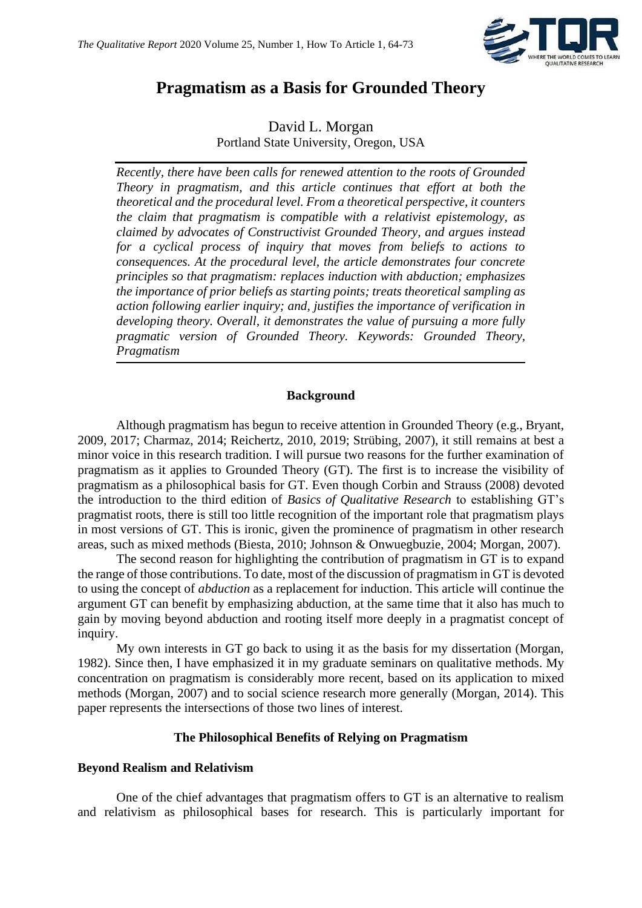# Pragmatism as a Basis for Grounded Theory

David L. Morgan
Portland State University, Oregon, USA

*Recently, there have been calls for renewed attention to the roots of Grounded Theory in pragmatism, and this article continues that effort at both the theoretical and the procedural level. From a theoretical perspective, it counters the claim that pragmatism is compatible with a relativist epistemology, as claimed by advocates of Constructivist Grounded Theory, and argues instead for a cyclical process of inquiry that moves from beliefs to actions to consequences. At the procedural level, the article demonstrates four concrete principles so that pragmatism: replaces induction with abduction; emphasizes the importance of prior beliefs as starting points; treats theoretical sampling as action following earlier inquiry; and, justifies the importance of verification in developing theory. Overall, it demonstrates the value of pursuing a more fully pragmatic version of Grounded Theory. Keywords: Grounded Theory, Pragmatism*

## Background

Although pragmatism has begun to receive attention in Grounded Theory (e.g., Bryant, 2009, 2017; Charmaz, 2014; Reichertz, 2010, 2019; Strübing, 2007), it still remains at best a minor voice in this research tradition. I will pursue two reasons for the further examination of pragmatism as it applies to Grounded Theory (GT). The first is to increase the visibility of pragmatism as a philosophical basis for GT. Even though Corbin and Strauss (2008) devoted the introduction to the third edition of *Basics of Qualitative Research* to establishing GT's pragmatist roots, there is still too little recognition of the important role that pragmatism plays in most versions of GT. This is ironic, given the prominence of pragmatism in other research areas, such as mixed methods (Biesta, 2010; Johnson & Onwuegbuzie, 2004; Morgan, 2007).

The second reason for highlighting the contribution of pragmatism in GT is to expand the range of those contributions. To date, most of the discussion of pragmatism in GT is devoted to using the concept of *abduction* as a replacement for induction. This article will continue the argument GT can benefit by emphasizing abduction, at the same time that it also has much to gain by moving beyond abduction and rooting itself more deeply in a pragmatist concept of inquiry.

My own interests in GT go back to using it as the basis for my dissertation (Morgan, 1982). Since then, I have emphasized it in my graduate seminars on qualitative methods. My concentration on pragmatism is considerably more recent, based on its application to mixed methods (Morgan, 2007) and to social science research more generally (Morgan, 2014). This paper represents the intersections of those two lines of interest.

## The Philosophical Benefits of Relying on Pragmatism

### Beyond Realism and Relativism

One of the chief advantages that pragmatism offers to GT is an alternative to realism and relativism as philosophical bases for research. This is particularly important for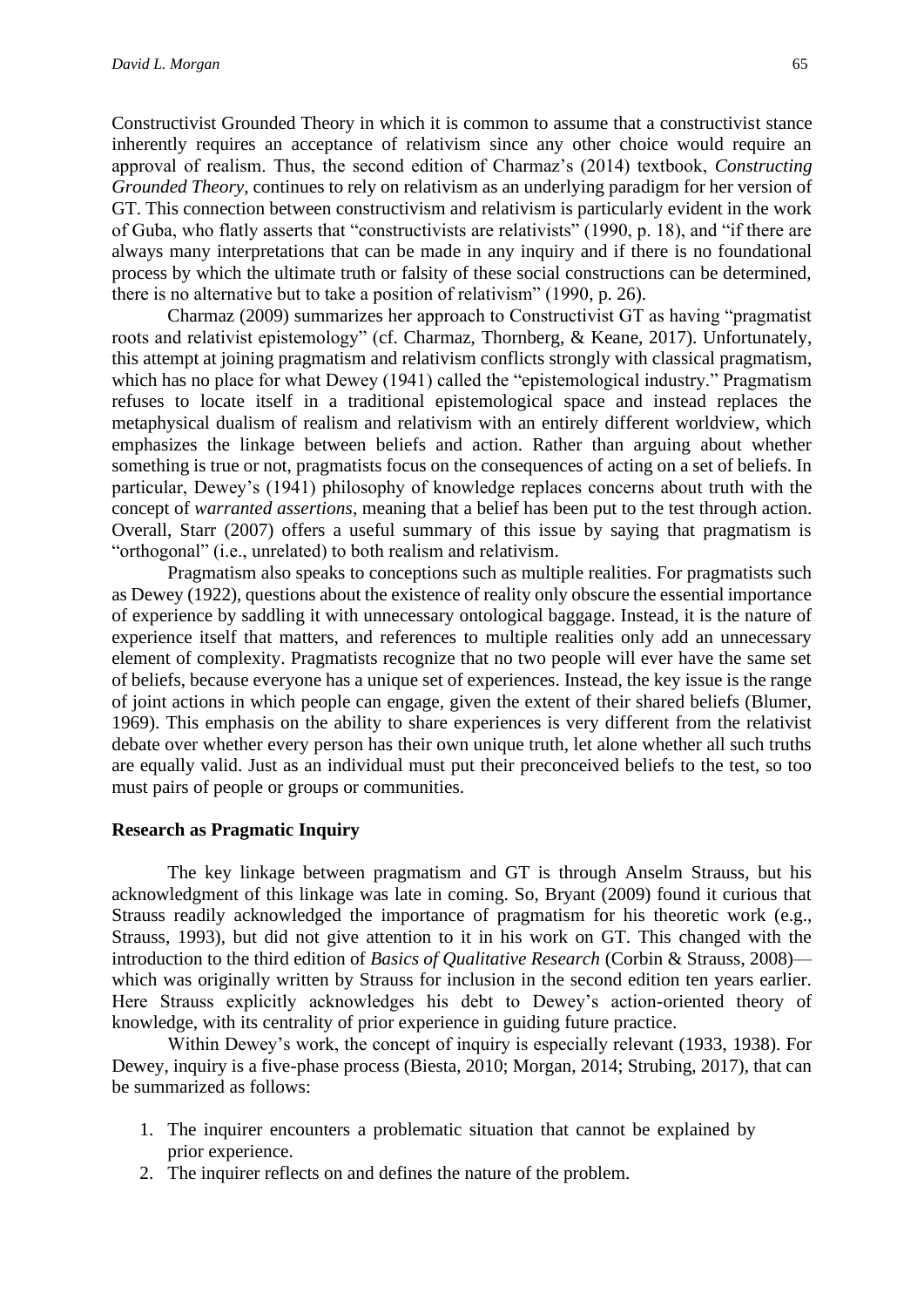Constructivist Grounded Theory in which it is common to assume that a constructivist stance inherently requires an acceptance of relativism since any other choice would require an approval of realism. Thus, the second edition of Charmaz's (2014) textbook, *Constructing Grounded Theory*, continues to rely on relativism as an underlying paradigm for her version of GT. This connection between constructivism and relativism is particularly evident in the work of Guba, who flatly asserts that "constructivists are relativists" (1990, p. 18), and "if there are always many interpretations that can be made in any inquiry and if there is no foundational process by which the ultimate truth or falsity of these social constructions can be determined, there is no alternative but to take a position of relativism" (1990, p. 26).

Charmaz (2009) summarizes her approach to Constructivist GT as having "pragmatist roots and relativist epistemology" (cf. Charmaz, Thornberg, & Keane, 2017). Unfortunately, this attempt at joining pragmatism and relativism conflicts strongly with classical pragmatism, which has no place for what Dewey (1941) called the "epistemological industry." Pragmatism refuses to locate itself in a traditional epistemological space and instead replaces the metaphysical dualism of realism and relativism with an entirely different worldview, which emphasizes the linkage between beliefs and action. Rather than arguing about whether something is true or not, pragmatists focus on the consequences of acting on a set of beliefs. In particular, Dewey's (1941) philosophy of knowledge replaces concerns about truth with the concept of *warranted assertions*, meaning that a belief has been put to the test through action. Overall, Starr (2007) offers a useful summary of this issue by saying that pragmatism is "orthogonal" (i.e., unrelated) to both realism and relativism.

Pragmatism also speaks to conceptions such as multiple realities. For pragmatists such as Dewey (1922), questions about the existence of reality only obscure the essential importance of experience by saddling it with unnecessary ontological baggage. Instead, it is the nature of experience itself that matters, and references to multiple realities only add an unnecessary element of complexity. Pragmatists recognize that no two people will ever have the same set of beliefs, because everyone has a unique set of experiences. Instead, the key issue is the range of joint actions in which people can engage, given the extent of their shared beliefs (Blumer, 1969). This emphasis on the ability to share experiences is very different from the relativist debate over whether every person has their own unique truth, let alone whether all such truths are equally valid. Just as an individual must put their preconceived beliefs to the test, so too must pairs of people or groups or communities.

## Research as Pragmatic Inquiry

The key linkage between pragmatism and GT is through Anselm Strauss, but his acknowledgment of this linkage was late in coming. So, Bryant (2009) found it curious that Strauss readily acknowledged the importance of pragmatism for his theoretic work (e.g., Strauss, 1993), but did not give attention to it in his work on GT. This changed with the introduction to the third edition of *Basics of Qualitative Research* (Corbin & Strauss, 2008)—which was originally written by Strauss for inclusion in the second edition ten years earlier. Here Strauss explicitly acknowledges his debt to Dewey's action-oriented theory of knowledge, with its centrality of prior experience in guiding future practice.

Within Dewey's work, the concept of inquiry is especially relevant (1933, 1938). For Dewey, inquiry is a five-phase process (Biesta, 2010; Morgan, 2014; Strubing, 2017), that can be summarized as follows:

1. The inquirer encounters a problematic situation that cannot be explained by prior experience.
2. The inquirer reflects on and defines the nature of the problem.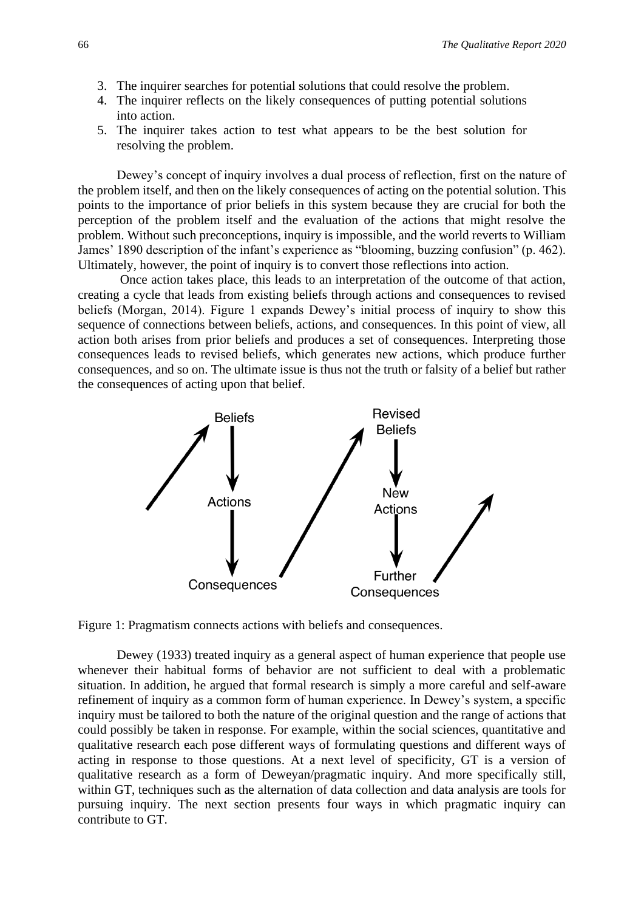3. The inquirer searches for potential solutions that could resolve the problem.
4. The inquirer reflects on the likely consequences of putting potential solutions into action.
5. The inquirer takes action to test what appears to be the best solution for resolving the problem.

Dewey's concept of inquiry involves a dual process of reflection, first on the nature of the problem itself, and then on the likely consequences of acting on the potential solution. This points to the importance of prior beliefs in this system because they are crucial for both the perception of the problem itself and the evaluation of the actions that might resolve the problem. Without such preconceptions, inquiry is impossible, and the world reverts to William James' 1890 description of the infant's experience as "blooming, buzzing confusion" (p. 462). Ultimately, however, the point of inquiry is to convert those reflections into action.

Once action takes place, this leads to an interpretation of the outcome of that action, creating a cycle that leads from existing beliefs through actions and consequences to revised beliefs (Morgan, 2014). Figure 1 expands Dewey's initial process of inquiry to show this sequence of connections between beliefs, actions, and consequences. In this point of view, all action both arises from prior beliefs and produces a set of consequences. Interpreting those consequences leads to revised beliefs, which generates new actions, which produce further consequences, and so on. The ultimate issue is thus not the truth or falsity of a belief but rather the consequences of acting upon that belief.

Beliefs → Actions → Consequences → Revised Beliefs → New Actions → Further Consequences

Figure 1: Pragmatism connects actions with beliefs and consequences.

Dewey (1933) treated inquiry as a general aspect of human experience that people use whenever their habitual forms of behavior are not sufficient to deal with a problematic situation. In addition, he argued that formal research is simply a more careful and self-aware refinement of inquiry as a common form of human experience. In Dewey's system, a specific inquiry must be tailored to both the nature of the original question and the range of actions that could possibly be taken in response. For example, within the social sciences, quantitative and qualitative research each pose different ways of formulating questions and different ways of acting in response to those questions. At a next level of specificity, GT is a version of qualitative research as a form of Deweyan/pragmatic inquiry. And more specifically still, within GT, techniques such as the alternation of data collection and data analysis are tools for pursuing inquiry. The next section presents four ways in which pragmatic inquiry can contribute to GT.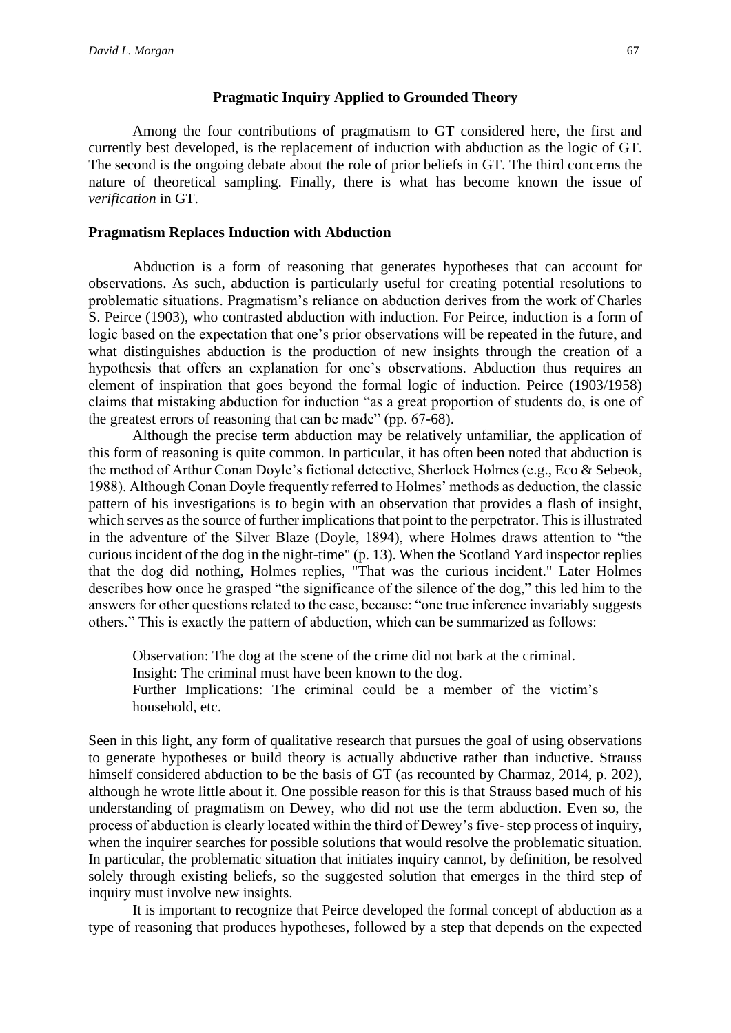## Pragmatic Inquiry Applied to Grounded Theory

Among the four contributions of pragmatism to GT considered here, the first and currently best developed, is the replacement of induction with abduction as the logic of GT. The second is the ongoing debate about the role of prior beliefs in GT. The third concerns the nature of theoretical sampling. Finally, there is what has become known the issue of *verification* in GT.

### Pragmatism Replaces Induction with Abduction

Abduction is a form of reasoning that generates hypotheses that can account for observations. As such, abduction is particularly useful for creating potential resolutions to problematic situations. Pragmatism's reliance on abduction derives from the work of Charles S. Peirce (1903), who contrasted abduction with induction. For Peirce, induction is a form of logic based on the expectation that one's prior observations will be repeated in the future, and what distinguishes abduction is the production of new insights through the creation of a hypothesis that offers an explanation for one's observations. Abduction thus requires an element of inspiration that goes beyond the formal logic of induction. Peirce (1903/1958) claims that mistaking abduction for induction "as a great proportion of students do, is one of the greatest errors of reasoning that can be made" (pp. 67-68).

Although the precise term abduction may be relatively unfamiliar, the application of this form of reasoning is quite common. In particular, it has often been noted that abduction is the method of Arthur Conan Doyle's fictional detective, Sherlock Holmes (e.g., Eco & Sebeok, 1988). Although Conan Doyle frequently referred to Holmes' methods as deduction, the classic pattern of his investigations is to begin with an observation that provides a flash of insight, which serves as the source of further implications that point to the perpetrator. This is illustrated in the adventure of the Silver Blaze (Doyle, 1894), where Holmes draws attention to "the curious incident of the dog in the night-time" (p. 13). When the Scotland Yard inspector replies that the dog did nothing, Holmes replies, "That was the curious incident." Later Holmes describes how once he grasped "the significance of the silence of the dog," this led him to the answers for other questions related to the case, because: "one true inference invariably suggests others." This is exactly the pattern of abduction, which can be summarized as follows:

> Observation: The dog at the scene of the crime did not bark at the criminal.
> Insight: The criminal must have been known to the dog.
> Further Implications: The criminal could be a member of the victim's household, etc.

Seen in this light, any form of qualitative research that pursues the goal of using observations to generate hypotheses or build theory is actually abductive rather than inductive. Strauss himself considered abduction to be the basis of GT (as recounted by Charmaz, 2014, p. 202), although he wrote little about it. One possible reason for this is that Strauss based much of his understanding of pragmatism on Dewey, who did not use the term abduction. Even so, the process of abduction is clearly located within the third of Dewey's five- step process of inquiry, when the inquirer searches for possible solutions that would resolve the problematic situation. In particular, the problematic situation that initiates inquiry cannot, by definition, be resolved solely through existing beliefs, so the suggested solution that emerges in the third step of inquiry must involve new insights.

It is important to recognize that Peirce developed the formal concept of abduction as a type of reasoning that produces hypotheses, followed by a step that depends on the expected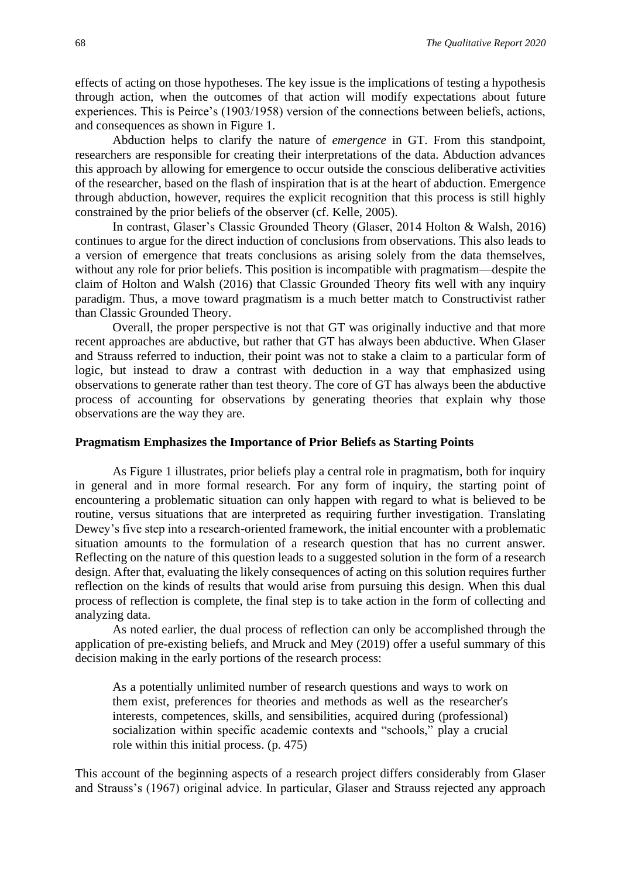effects of acting on those hypotheses. The key issue is the implications of testing a hypothesis through action, when the outcomes of that action will modify expectations about future experiences. This is Peirce's (1903/1958) version of the connections between beliefs, actions, and consequences as shown in Figure 1.

Abduction helps to clarify the nature of *emergence* in GT. From this standpoint, researchers are responsible for creating their interpretations of the data. Abduction advances this approach by allowing for emergence to occur outside the conscious deliberative activities of the researcher, based on the flash of inspiration that is at the heart of abduction. Emergence through abduction, however, requires the explicit recognition that this process is still highly constrained by the prior beliefs of the observer (cf. Kelle, 2005).

In contrast, Glaser's Classic Grounded Theory (Glaser, 2014 Holton & Walsh, 2016) continues to argue for the direct induction of conclusions from observations. This also leads to a version of emergence that treats conclusions as arising solely from the data themselves, without any role for prior beliefs. This position is incompatible with pragmatism—despite the claim of Holton and Walsh (2016) that Classic Grounded Theory fits well with any inquiry paradigm. Thus, a move toward pragmatism is a much better match to Constructivist rather than Classic Grounded Theory.

Overall, the proper perspective is not that GT was originally inductive and that more recent approaches are abductive, but rather that GT has always been abductive. When Glaser and Strauss referred to induction, their point was not to stake a claim to a particular form of logic, but instead to draw a contrast with deduction in a way that emphasized using observations to generate rather than test theory. The core of GT has always been the abductive process of accounting for observations by generating theories that explain why those observations are the way they are.

## Pragmatism Emphasizes the Importance of Prior Beliefs as Starting Points

As Figure 1 illustrates, prior beliefs play a central role in pragmatism, both for inquiry in general and in more formal research. For any form of inquiry, the starting point of encountering a problematic situation can only happen with regard to what is believed to be routine, versus situations that are interpreted as requiring further investigation. Translating Dewey's five step into a research-oriented framework, the initial encounter with a problematic situation amounts to the formulation of a research question that has no current answer. Reflecting on the nature of this question leads to a suggested solution in the form of a research design. After that, evaluating the likely consequences of acting on this solution requires further reflection on the kinds of results that would arise from pursuing this design. When this dual process of reflection is complete, the final step is to take action in the form of collecting and analyzing data.

As noted earlier, the dual process of reflection can only be accomplished through the application of pre-existing beliefs, and Mruck and Mey (2019) offer a useful summary of this decision making in the early portions of the research process:

> As a potentially unlimited number of research questions and ways to work on them exist, preferences for theories and methods as well as the researcher's interests, competences, skills, and sensibilities, acquired during (professional) socialization within specific academic contexts and "schools," play a crucial role within this initial process. (p. 475)

This account of the beginning aspects of a research project differs considerably from Glaser and Strauss's (1967) original advice. In particular, Glaser and Strauss rejected any approach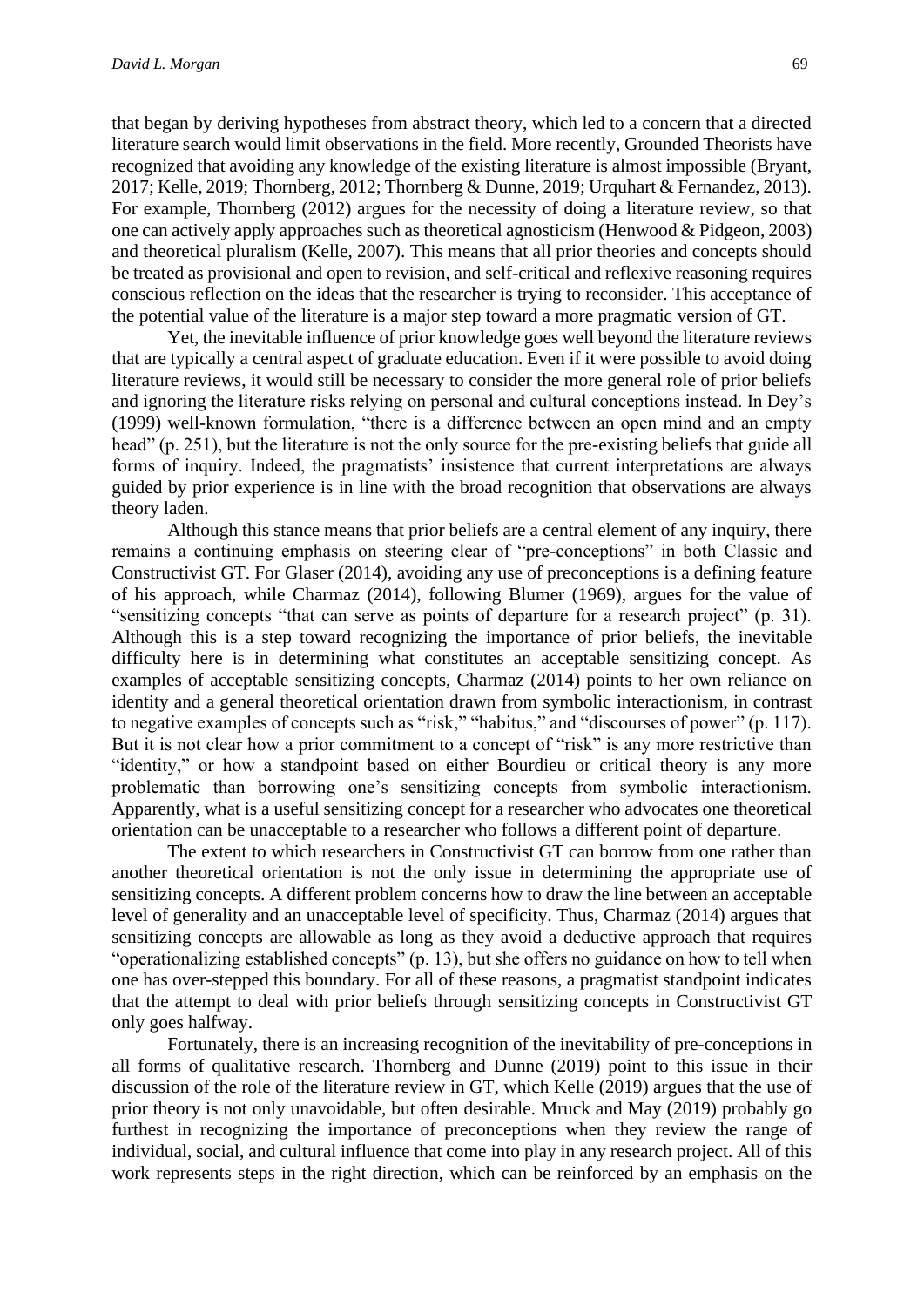that began by deriving hypotheses from abstract theory, which led to a concern that a directed literature search would limit observations in the field. More recently, Grounded Theorists have recognized that avoiding any knowledge of the existing literature is almost impossible (Bryant, 2017; Kelle, 2019; Thornberg, 2012; Thornberg & Dunne, 2019; Urquhart & Fernandez, 2013). For example, Thornberg (2012) argues for the necessity of doing a literature review, so that one can actively apply approaches such as theoretical agnosticism (Henwood & Pidgeon, 2003) and theoretical pluralism (Kelle, 2007). This means that all prior theories and concepts should be treated as provisional and open to revision, and self-critical and reflexive reasoning requires conscious reflection on the ideas that the researcher is trying to reconsider. This acceptance of the potential value of the literature is a major step toward a more pragmatic version of GT.

Yet, the inevitable influence of prior knowledge goes well beyond the literature reviews that are typically a central aspect of graduate education. Even if it were possible to avoid doing literature reviews, it would still be necessary to consider the more general role of prior beliefs and ignoring the literature risks relying on personal and cultural conceptions instead. In Dey's (1999) well-known formulation, "there is a difference between an open mind and an empty head" (p. 251), but the literature is not the only source for the pre-existing beliefs that guide all forms of inquiry. Indeed, the pragmatists' insistence that current interpretations are always guided by prior experience is in line with the broad recognition that observations are always theory laden.

Although this stance means that prior beliefs are a central element of any inquiry, there remains a continuing emphasis on steering clear of "pre-conceptions" in both Classic and Constructivist GT. For Glaser (2014), avoiding any use of preconceptions is a defining feature of his approach, while Charmaz (2014), following Blumer (1969), argues for the value of "sensitizing concepts "that can serve as points of departure for a research project" (p. 31). Although this is a step toward recognizing the importance of prior beliefs, the inevitable difficulty here is in determining what constitutes an acceptable sensitizing concept. As examples of acceptable sensitizing concepts, Charmaz (2014) points to her own reliance on identity and a general theoretical orientation drawn from symbolic interactionism, in contrast to negative examples of concepts such as "risk," "habitus," and "discourses of power" (p. 117). But it is not clear how a prior commitment to a concept of "risk" is any more restrictive than "identity," or how a standpoint based on either Bourdieu or critical theory is any more problematic than borrowing one's sensitizing concepts from symbolic interactionism. Apparently, what is a useful sensitizing concept for a researcher who advocates one theoretical orientation can be unacceptable to a researcher who follows a different point of departure.

The extent to which researchers in Constructivist GT can borrow from one rather than another theoretical orientation is not the only issue in determining the appropriate use of sensitizing concepts. A different problem concerns how to draw the line between an acceptable level of generality and an unacceptable level of specificity. Thus, Charmaz (2014) argues that sensitizing concepts are allowable as long as they avoid a deductive approach that requires "operationalizing established concepts" (p. 13), but she offers no guidance on how to tell when one has over-stepped this boundary. For all of these reasons, a pragmatist standpoint indicates that the attempt to deal with prior beliefs through sensitizing concepts in Constructivist GT only goes halfway.

Fortunately, there is an increasing recognition of the inevitability of pre-conceptions in all forms of qualitative research. Thornberg and Dunne (2019) point to this issue in their discussion of the role of the literature review in GT, which Kelle (2019) argues that the use of prior theory is not only unavoidable, but often desirable. Mruck and May (2019) probably go furthest in recognizing the importance of preconceptions when they review the range of individual, social, and cultural influence that come into play in any research project. All of this work represents steps in the right direction, which can be reinforced by an emphasis on the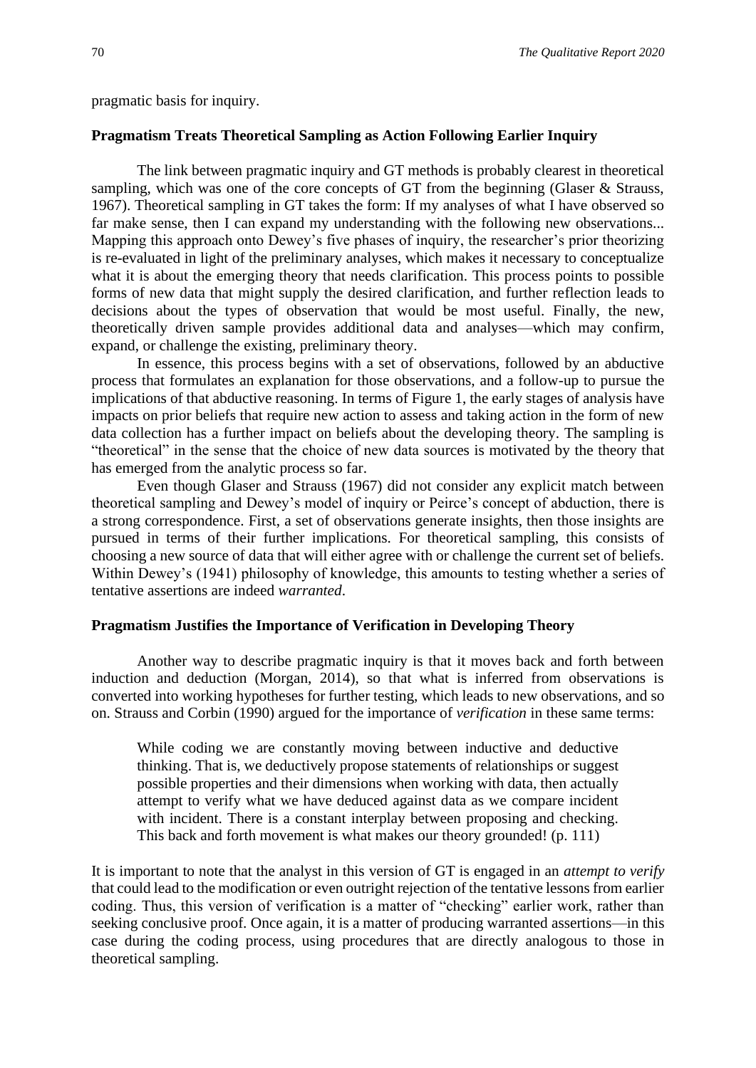pragmatic basis for inquiry.

### Pragmatism Treats Theoretical Sampling as Action Following Earlier Inquiry

The link between pragmatic inquiry and GT methods is probably clearest in theoretical sampling, which was one of the core concepts of GT from the beginning (Glaser & Strauss, 1967). Theoretical sampling in GT takes the form: If my analyses of what I have observed so far make sense, then I can expand my understanding with the following new observations... Mapping this approach onto Dewey's five phases of inquiry, the researcher's prior theorizing is re-evaluated in light of the preliminary analyses, which makes it necessary to conceptualize what it is about the emerging theory that needs clarification. This process points to possible forms of new data that might supply the desired clarification, and further reflection leads to decisions about the types of observation that would be most useful. Finally, the new, theoretically driven sample provides additional data and analyses—which may confirm, expand, or challenge the existing, preliminary theory.

In essence, this process begins with a set of observations, followed by an abductive process that formulates an explanation for those observations, and a follow-up to pursue the implications of that abductive reasoning. In terms of Figure 1, the early stages of analysis have impacts on prior beliefs that require new action to assess and taking action in the form of new data collection has a further impact on beliefs about the developing theory. The sampling is "theoretical" in the sense that the choice of new data sources is motivated by the theory that has emerged from the analytic process so far.

Even though Glaser and Strauss (1967) did not consider any explicit match between theoretical sampling and Dewey's model of inquiry or Peirce's concept of abduction, there is a strong correspondence. First, a set of observations generate insights, then those insights are pursued in terms of their further implications. For theoretical sampling, this consists of choosing a new source of data that will either agree with or challenge the current set of beliefs. Within Dewey's (1941) philosophy of knowledge, this amounts to testing whether a series of tentative assertions are indeed *warranted*.

### Pragmatism Justifies the Importance of Verification in Developing Theory

Another way to describe pragmatic inquiry is that it moves back and forth between induction and deduction (Morgan, 2014), so that what is inferred from observations is converted into working hypotheses for further testing, which leads to new observations, and so on. Strauss and Corbin (1990) argued for the importance of *verification* in these same terms:

> While coding we are constantly moving between inductive and deductive thinking. That is, we deductively propose statements of relationships or suggest possible properties and their dimensions when working with data, then actually attempt to verify what we have deduced against data as we compare incident with incident. There is a constant interplay between proposing and checking. This back and forth movement is what makes our theory grounded! (p. 111)

It is important to note that the analyst in this version of GT is engaged in an *attempt to verify* that could lead to the modification or even outright rejection of the tentative lessons from earlier coding. Thus, this version of verification is a matter of "checking" earlier work, rather than seeking conclusive proof. Once again, it is a matter of producing warranted assertions—in this case during the coding process, using procedures that are directly analogous to those in theoretical sampling.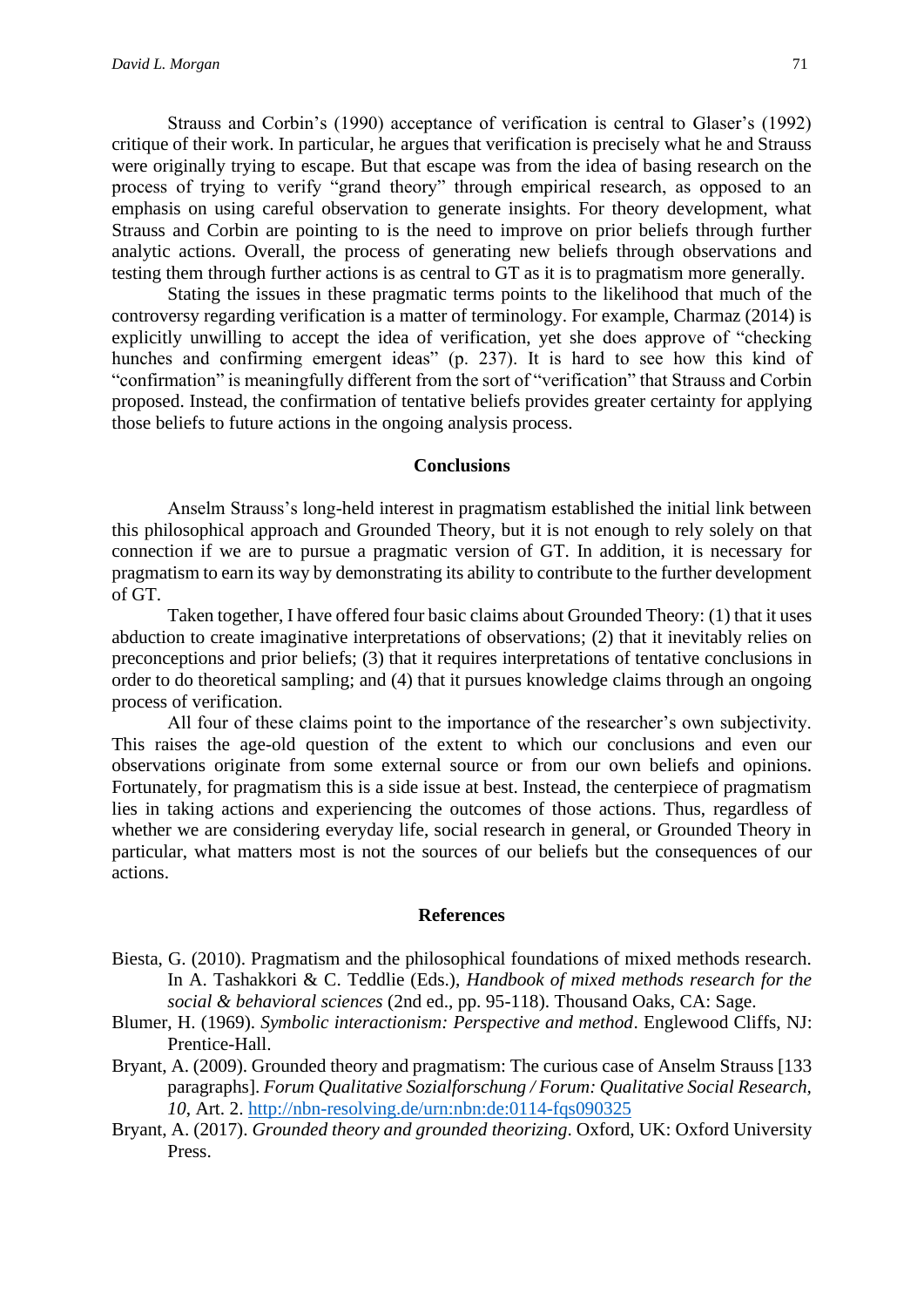Strauss and Corbin's (1990) acceptance of verification is central to Glaser's (1992) critique of their work. In particular, he argues that verification is precisely what he and Strauss were originally trying to escape. But that escape was from the idea of basing research on the process of trying to verify "grand theory" through empirical research, as opposed to an emphasis on using careful observation to generate insights. For theory development, what Strauss and Corbin are pointing to is the need to improve on prior beliefs through further analytic actions. Overall, the process of generating new beliefs through observations and testing them through further actions is as central to GT as it is to pragmatism more generally.

Stating the issues in these pragmatic terms points to the likelihood that much of the controversy regarding verification is a matter of terminology. For example, Charmaz (2014) is explicitly unwilling to accept the idea of verification, yet she does approve of "checking hunches and confirming emergent ideas" (p. 237). It is hard to see how this kind of "confirmation" is meaningfully different from the sort of "verification" that Strauss and Corbin proposed. Instead, the confirmation of tentative beliefs provides greater certainty for applying those beliefs to future actions in the ongoing analysis process.

## Conclusions

Anselm Strauss's long-held interest in pragmatism established the initial link between this philosophical approach and Grounded Theory, but it is not enough to rely solely on that connection if we are to pursue a pragmatic version of GT. In addition, it is necessary for pragmatism to earn its way by demonstrating its ability to contribute to the further development of GT.

Taken together, I have offered four basic claims about Grounded Theory: (1) that it uses abduction to create imaginative interpretations of observations; (2) that it inevitably relies on preconceptions and prior beliefs; (3) that it requires interpretations of tentative conclusions in order to do theoretical sampling; and (4) that it pursues knowledge claims through an ongoing process of verification.

All four of these claims point to the importance of the researcher's own subjectivity. This raises the age-old question of the extent to which our conclusions and even our observations originate from some external source or from our own beliefs and opinions. Fortunately, for pragmatism this is a side issue at best. Instead, the centerpiece of pragmatism lies in taking actions and experiencing the outcomes of those actions. Thus, regardless of whether we are considering everyday life, social research in general, or Grounded Theory in particular, what matters most is not the sources of our beliefs but the consequences of our actions.

## References

Biesta, G. (2010). Pragmatism and the philosophical foundations of mixed methods research. In A. Tashakkori & C. Teddlie (Eds.), *Handbook of mixed methods research for the social & behavioral sciences* (2nd ed., pp. 95-118). Thousand Oaks, CA: Sage.

Blumer, H. (1969). *Symbolic interactionism: Perspective and method*. Englewood Cliffs, NJ: Prentice-Hall.

Bryant, A. (2009). Grounded theory and pragmatism: The curious case of Anselm Strauss [133 paragraphs]. *Forum Qualitative Sozialforschung / Forum: Qualitative Social Research, 10*, Art. 2. http://nbn-resolving.de/urn:nbn:de:0114-fqs090325

Bryant, A. (2017). *Grounded theory and grounded theorizing*. Oxford, UK: Oxford University Press.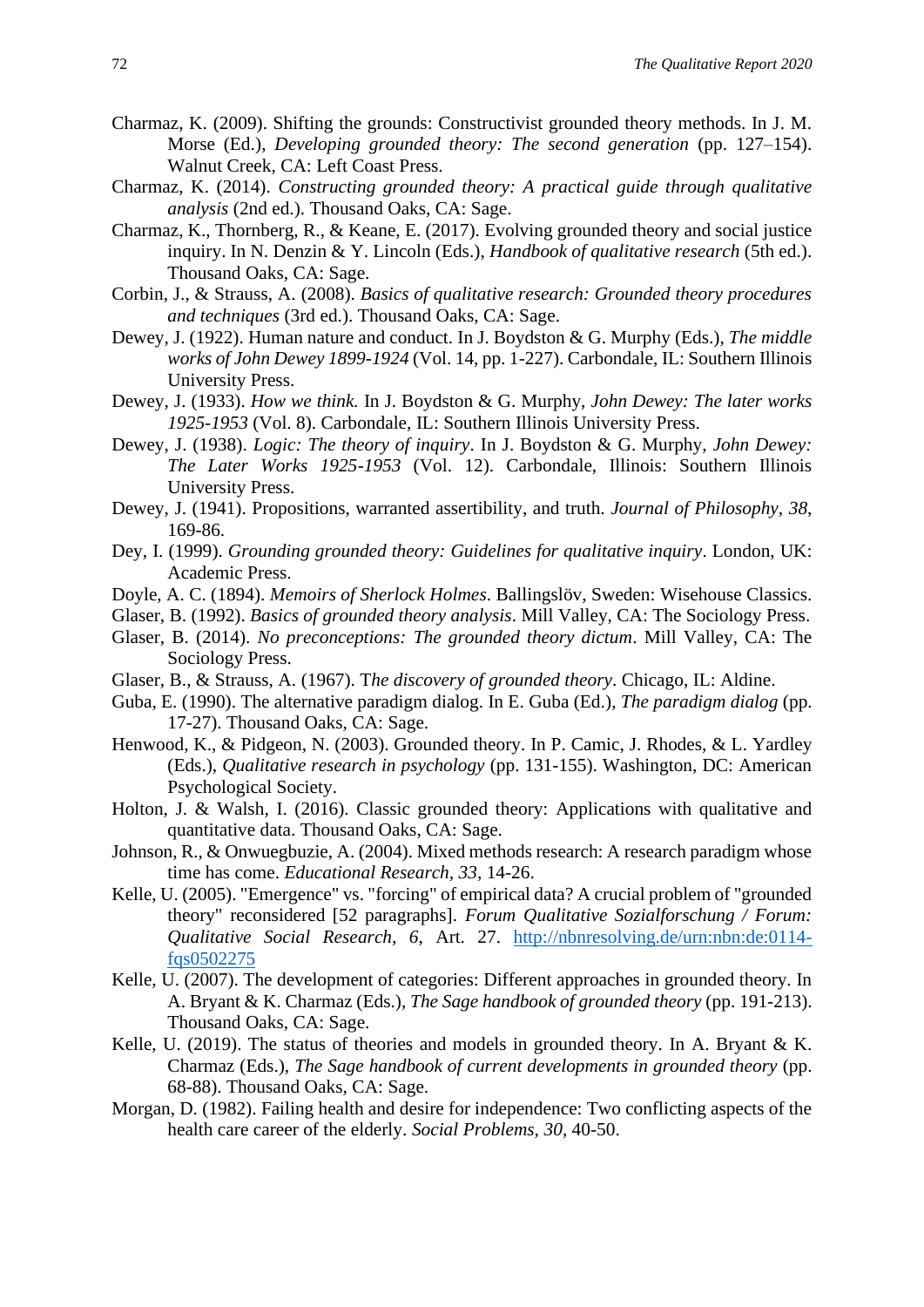Charmaz, K. (2009). Shifting the grounds: Constructivist grounded theory methods. In J. M. Morse (Ed.), *Developing grounded theory: The second generation* (pp. 127–154). Walnut Creek, CA: Left Coast Press.

Charmaz, K. (2014). *Constructing grounded theory: A practical guide through qualitative analysis* (2nd ed.). Thousand Oaks, CA: Sage.

Charmaz, K., Thornberg, R., & Keane, E. (2017). Evolving grounded theory and social justice inquiry. In N. Denzin & Y. Lincoln (Eds.), *Handbook of qualitative research* (5th ed.). Thousand Oaks, CA: Sage.

Corbin, J., & Strauss, A. (2008). *Basics of qualitative research: Grounded theory procedures and techniques* (3rd ed.). Thousand Oaks, CA: Sage.

Dewey, J. (1922). Human nature and conduct. In J. Boydston & G. Murphy (Eds.), *The middle works of John Dewey 1899-1924* (Vol. 14, pp. 1-227). Carbondale, IL: Southern Illinois University Press.

Dewey, J. (1933). *How we think.* In J. Boydston & G. Murphy, *John Dewey: The later works 1925-1953* (Vol. 8). Carbondale, IL: Southern Illinois University Press.

Dewey, J. (1938). *Logic: The theory of inquiry*. In J. Boydston & G. Murphy, *John Dewey: The Later Works 1925-1953* (Vol. 12). Carbondale, Illinois: Southern Illinois University Press.

Dewey, J. (1941). Propositions, warranted assertibility, and truth. *Journal of Philosophy, 38*, 169-86.

Dey, I. (1999). *Grounding grounded theory: Guidelines for qualitative inquiry*. London, UK: Academic Press.

Doyle, A. C. (1894). *Memoirs of Sherlock Holmes*. Ballingslöv, Sweden: Wisehouse Classics.

Glaser, B. (1992). *Basics of grounded theory analysis*. Mill Valley, CA: The Sociology Press.

Glaser, B. (2014). *No preconceptions: The grounded theory dictum*. Mill Valley, CA: The Sociology Press.

Glaser, B., & Strauss, A. (1967). T*he discovery of grounded theory*. Chicago, IL: Aldine.

Guba, E. (1990). The alternative paradigm dialog. In E. Guba (Ed.), *The paradigm dialog* (pp. 17-27). Thousand Oaks, CA: Sage.

Henwood, K., & Pidgeon, N. (2003). Grounded theory. In P. Camic, J. Rhodes, & L. Yardley (Eds.), *Qualitative research in psychology* (pp. 131-155). Washington, DC: American Psychological Society.

Holton, J. & Walsh, I. (2016). Classic grounded theory: Applications with qualitative and quantitative data. Thousand Oaks, CA: Sage.

Johnson, R., & Onwuegbuzie, A. (2004). Mixed methods research: A research paradigm whose time has come. *Educational Research*, *33*, 14-26.

Kelle, U. (2005). "Emergence" vs. "forcing" of empirical data? A crucial problem of "grounded theory" reconsidered [52 paragraphs]. *Forum Qualitative Sozialforschung / Forum: Qualitative Social Research*, *6*, Art. 27. [http://nbnresolving.de/urn:nbn:de:0114-fqs0502275](http://nbnresolving.de/urn:nbn:de:0114-fqs0502275)

Kelle, U. (2007). The development of categories: Different approaches in grounded theory. In A. Bryant & K. Charmaz (Eds.), *The Sage handbook of grounded theory* (pp. 191-213). Thousand Oaks, CA: Sage.

Kelle, U. (2019). The status of theories and models in grounded theory. In A. Bryant & K. Charmaz (Eds.), *The Sage handbook of current developments in grounded theory* (pp. 68-88). Thousand Oaks, CA: Sage.

Morgan, D. (1982). Failing health and desire for independence: Two conflicting aspects of the health care career of the elderly. *Social Problems*, *30*, 40-50.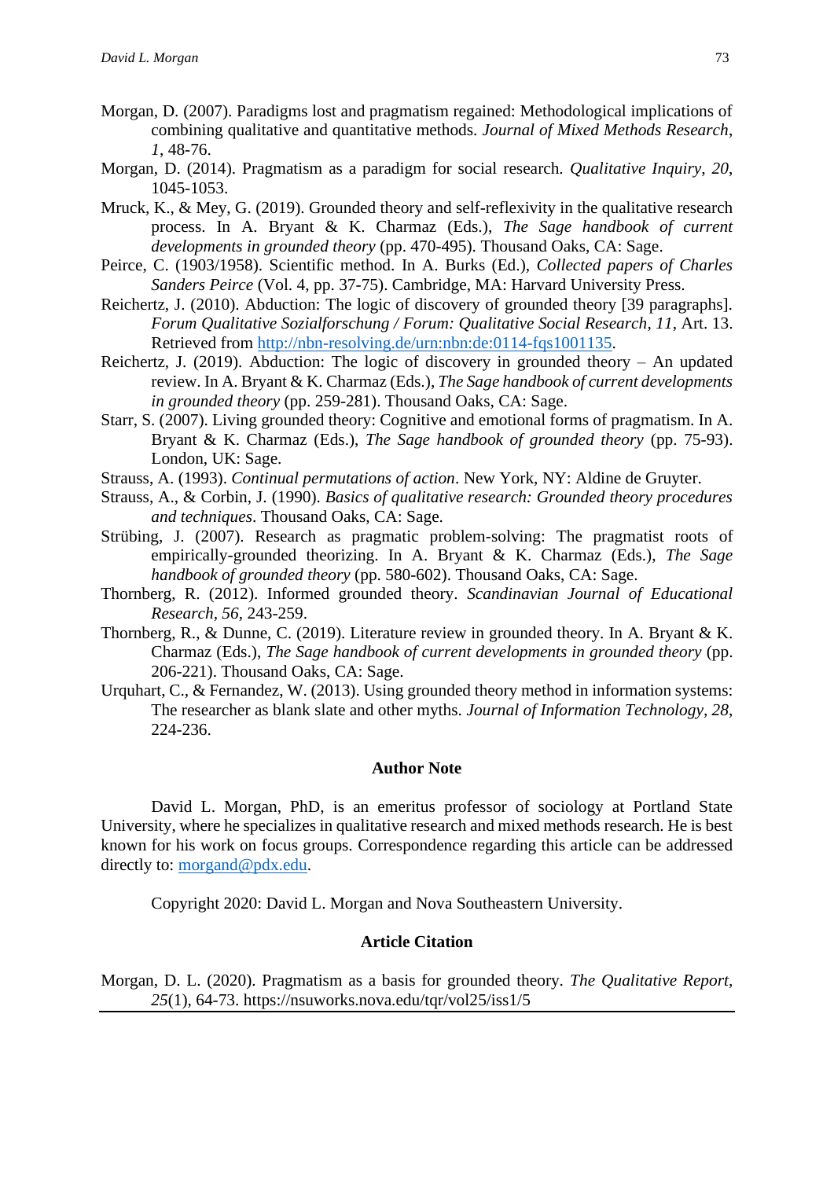Morgan, D. (2007). Paradigms lost and pragmatism regained: Methodological implications of combining qualitative and quantitative methods. *Journal of Mixed Methods Research*, *1*, 48-76.

Morgan, D. (2014). Pragmatism as a paradigm for social research. *Qualitative Inquiry, 20*, 1045-1053.

Mruck, K., & Mey, G. (2019). Grounded theory and self-reflexivity in the qualitative research process. In A. Bryant & K. Charmaz (Eds.), *The Sage handbook of current developments in grounded theory* (pp. 470-495). Thousand Oaks, CA: Sage.

Peirce, C. (1903/1958). Scientific method. In A. Burks (Ed.), *Collected papers of Charles Sanders Peirce* (Vol. 4, pp. 37-75). Cambridge, MA: Harvard University Press.

Reichertz, J. (2010). Abduction: The logic of discovery of grounded theory [39 paragraphs]. *Forum Qualitative Sozialforschung / Forum: Qualitative Social Research*, *11*, Art. 13. Retrieved from http://nbn-resolving.de/urn:nbn:de:0114-fqs1001135.

Reichertz, J. (2019). Abduction: The logic of discovery in grounded theory – An updated review. In A. Bryant & K. Charmaz (Eds.), *The Sage handbook of current developments in grounded theory* (pp. 259-281). Thousand Oaks, CA: Sage.

Starr, S. (2007). Living grounded theory: Cognitive and emotional forms of pragmatism. In A. Bryant & K. Charmaz (Eds.), *The Sage handbook of grounded theory* (pp. 75-93). London, UK: Sage.

Strauss, A. (1993). *Continual permutations of action*. New York, NY: Aldine de Gruyter.

Strauss, A., & Corbin, J. (1990). *Basics of qualitative research: Grounded theory procedures and techniques*. Thousand Oaks, CA: Sage.

Strübing, J. (2007). Research as pragmatic problem-solving: The pragmatist roots of empirically-grounded theorizing. In A. Bryant & K. Charmaz (Eds.), *The Sage handbook of grounded theory* (pp. 580-602). Thousand Oaks, CA: Sage.

Thornberg, R. (2012). Informed grounded theory. *Scandinavian Journal of Educational Research, 56*, 243-259.

Thornberg, R., & Dunne, C. (2019). Literature review in grounded theory. In A. Bryant & K. Charmaz (Eds.), *The Sage handbook of current developments in grounded theory* (pp. 206-221). Thousand Oaks, CA: Sage.

Urquhart, C., & Fernandez, W. (2013). Using grounded theory method in information systems: The researcher as blank slate and other myths. *Journal of Information Technology, 28*, 224-236.

## Author Note

David L. Morgan, PhD, is an emeritus professor of sociology at Portland State University, where he specializes in qualitative research and mixed methods research. He is best known for his work on focus groups. Correspondence regarding this article can be addressed directly to: morgand@pdx.edu.

Copyright 2020: David L. Morgan and Nova Southeastern University.

## Article Citation

Morgan, D. L. (2020). Pragmatism as a basis for grounded theory. *The Qualitative Report, 25*(1), 64-73. https://nsuworks.nova.edu/tqr/vol25/iss1/5